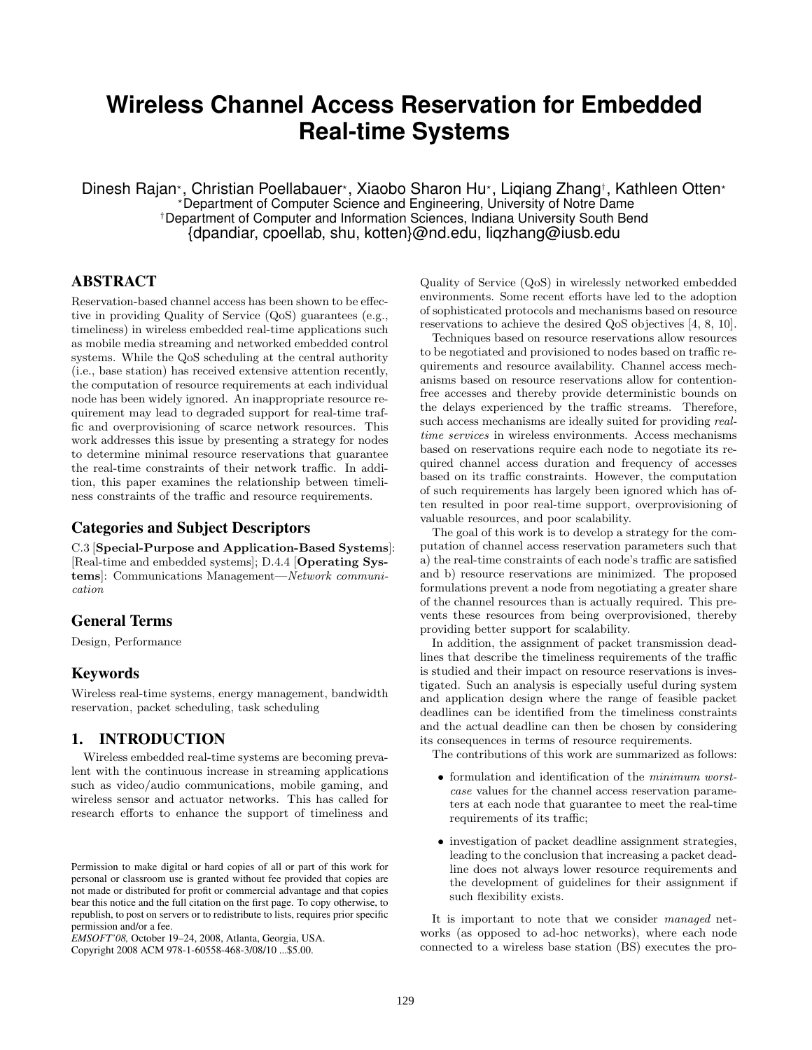# Wireless Channel Access Reservation for Embedded Real-time Systems

Dinesh Rajan[⋆], Christian Poellabauer[⋆], Xiaobo Sharon Hu[⋆], Liqiang Zhang[†], Kathleen Otten[⋆]
[⋆]Department of Computer Science and Engineering, University of Notre Dame
[†]Department of Computer and Information Sciences, Indiana University South Bend
{dpandiar, cpoellab, shu, kotten}@nd.edu, liqzhang@iusb.edu

## ABSTRACT

Reservation-based channel access has been shown to be effective in providing Quality of Service (QoS) guarantees (e.g., timeliness) in wireless embedded real-time applications such as mobile media streaming and networked embedded control systems. While the QoS scheduling at the central authority (i.e., base station) has received extensive attention recently, the computation of resource requirements at each individual node has been widely ignored. An inappropriate resource requirement may lead to degraded support for real-time traffic and overprovisioning of scarce network resources. This work addresses this issue by presenting a strategy for nodes to determine minimal resource reservations that guarantee the real-time constraints of their network traffic. In addition, this paper examines the relationship between timeliness constraints of the traffic and resource requirements.

## Categories and Subject Descriptors

C.3 [**Special-Purpose and Application-Based Systems**]: [Real-time and embedded systems]; D.4.4 [**Operating Systems**]: Communications Management—*Network communication*

## General Terms

Design, Performance

## Keywords

Wireless real-time systems, energy management, bandwidth reservation, packet scheduling, task scheduling

## 1. INTRODUCTION

Wireless embedded real-time systems are becoming prevalent with the continuous increase in streaming applications such as video/audio communications, mobile gaming, and wireless sensor and actuator networks. This has called for research efforts to enhance the support of timeliness and Quality of Service (QoS) in wirelessly networked embedded environments. Some recent efforts have led to the adoption of sophisticated protocols and mechanisms based on resource reservations to achieve the desired QoS objectives [4, 8, 10].

Techniques based on resource reservations allow resources to be negotiated and provisioned to nodes based on traffic requirements and resource availability. Channel access mechanisms based on resource reservations allow for contention-free accesses and thereby provide deterministic bounds on the delays experienced by the traffic streams. Therefore, such access mechanisms are ideally suited for providing *real-time services* in wireless environments. Access mechanisms based on reservations require each node to negotiate its required channel access duration and frequency of accesses based on its traffic constraints. However, the computation of such requirements has largely been ignored which has often resulted in poor real-time support, overprovisioning of valuable resources, and poor scalability.

The goal of this work is to develop a strategy for the computation of channel access reservation parameters such that a) the real-time constraints of each node's traffic are satisfied and b) resource reservations are minimized. The proposed formulations prevent a node from negotiating a greater share of the channel resources than is actually required. This prevents these resources from being overprovisioned, thereby providing better support for scalability.

In addition, the assignment of packet transmission deadlines that describe the timeliness requirements of the traffic is studied and their impact on resource reservations is investigated. Such an analysis is especially useful during system and application design where the range of feasible packet deadlines can be identified from the timeliness constraints and the actual deadline can then be chosen by considering its consequences in terms of resource requirements.

The contributions of this work are summarized as follows:

- formulation and identification of the *minimum worst-case* values for the channel access reservation parameters at each node that guarantee to meet the real-time requirements of its traffic;
- investigation of packet deadline assignment strategies, leading to the conclusion that increasing a packet deadline does not always lower resource requirements and the development of guidelines for their assignment if such flexibility exists.

It is important to note that we consider *managed* networks (as opposed to ad-hoc networks), where each node connected to a wireless base station (BS) executes the pro-

Permission to make digital or hard copies of all or part of this work for personal or classroom use is granted without fee provided that copies are not made or distributed for profit or commercial advantage and that copies bear this notice and the full citation on the first page. To copy otherwise, to republish, to post on servers or to redistribute to lists, requires prior specific permission and/or a fee.
*EMSOFT'08,* October 19–24, 2008, Atlanta, Georgia, USA.
Copyright 2008 ACM 978-1-60558-468-3/08/10 ...$5.00.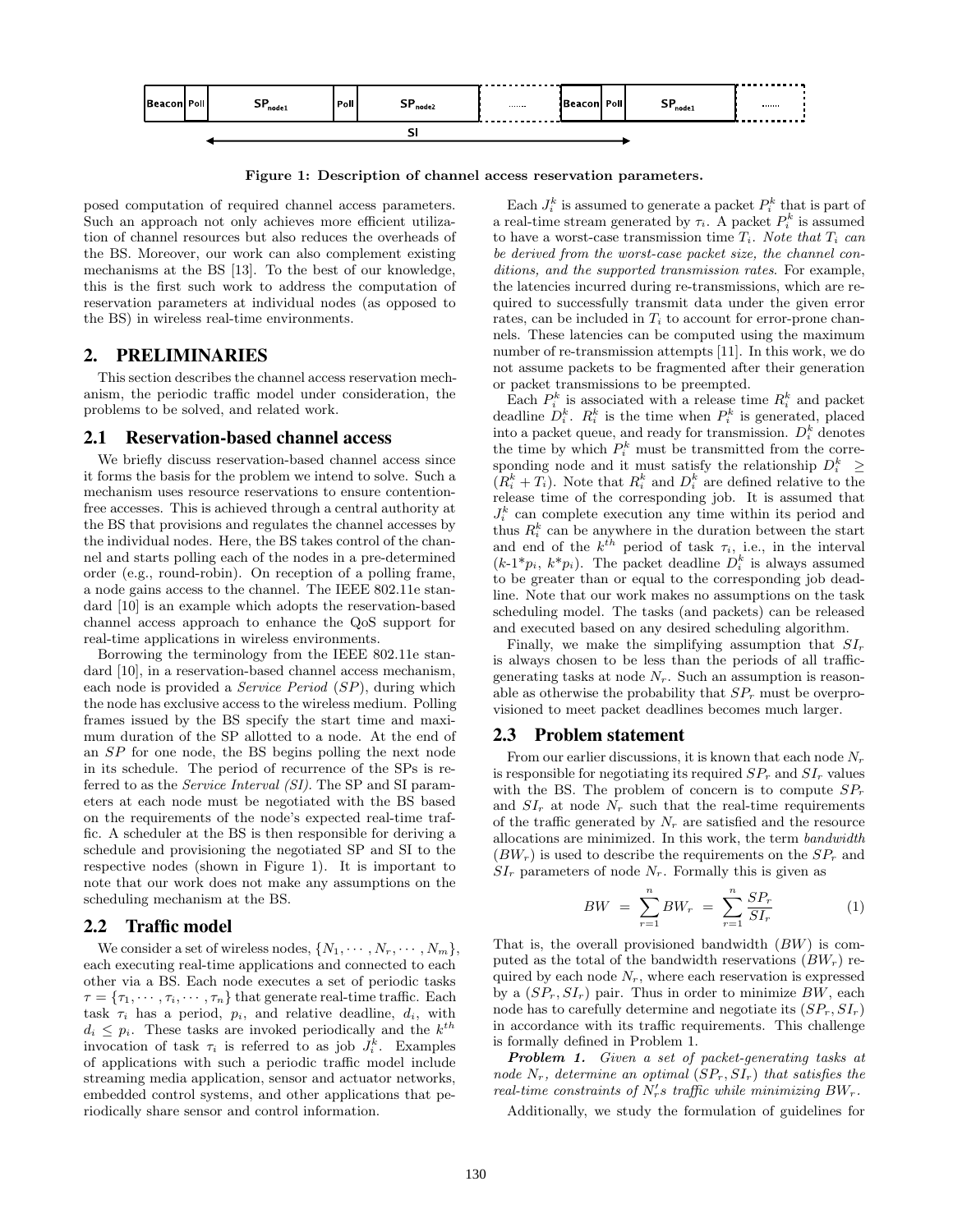Figure 1: Description of channel access reservation parameters.

posed computation of required channel access parameters. Such an approach not only achieves more efficient utilization of channel resources but also reduces the overheads of the BS. Moreover, our work can also complement existing mechanisms at the BS [13]. To the best of our knowledge, this is the first such work to address the computation of reservation parameters at individual nodes (as opposed to the BS) in wireless real-time environments.

## 2. PRELIMINARIES

This section describes the channel access reservation mechanism, the periodic traffic model under consideration, the problems to be solved, and related work.

### 2.1 Reservation-based channel access

We briefly discuss reservation-based channel access since it forms the basis for the problem we intend to solve. Such a mechanism uses resource reservations to ensure contention-free accesses. This is achieved through a central authority at the BS that provisions and regulates the channel accesses by the individual nodes. Here, the BS takes control of the channel and starts polling each of the nodes in a pre-determined order (e.g., round-robin). On reception of a polling frame, a node gains access to the channel. The IEEE 802.11e standard [10] is an example which adopts the reservation-based channel access approach to enhance the QoS support for real-time applications in wireless environments.

Borrowing the terminology from the IEEE 802.11e standard [10], in a reservation-based channel access mechanism, each node is provided a *Service Period* (*SP*), during which the node has exclusive access to the wireless medium. Polling frames issued by the BS specify the start time and maximum duration of the SP allotted to a node. At the end of an *SP* for one node, the BS begins polling the next node in its schedule. The period of recurrence of the SPs is referred to as the *Service Interval (SI)*. The SP and SI parameters at each node must be negotiated with the BS based on the requirements of the node's expected real-time traffic. A scheduler at the BS is then responsible for deriving a schedule and provisioning the negotiated SP and SI to the respective nodes (shown in Figure 1). It is important to note that our work does not make any assumptions on the scheduling mechanism at the BS.

### 2.2 Traffic model

We consider a set of wireless nodes, $\{N_1, \cdots, N_r, \cdots, N_m\}$, each executing real-time applications and connected to each other via a BS. Each node executes a set of periodic tasks $\tau = \{\tau_1, \cdots, \tau_i, \cdots, \tau_n\}$ that generate real-time traffic. Each task $\tau_i$ has a period, $p_i$, and relative deadline, $d_i$, with $d_i \leq p_i$. These tasks are invoked periodically and the $k^{th}$ invocation of task $\tau_i$ is referred to as job $J_i^k$. Examples of applications with such a periodic traffic model include streaming media application, sensor and actuator networks, embedded control systems, and other applications that periodically share sensor and control information.

Each $J_i^k$ is assumed to generate a packet $P_i^k$ that is part of a real-time stream generated by $\tau_i$. A packet $P_i^k$ is assumed to have a worst-case transmission time $T_i$. *Note that $T_i$ can be derived from the worst-case packet size, the channel conditions, and the supported transmission rates*. For example, the latencies incurred during re-transmissions, which are required to successfully transmit data under the given error rates, can be included in $T_i$ to account for error-prone channels. These latencies can be computed using the maximum number of re-transmission attempts [11]. In this work, we do not assume packets to be fragmented after their generation or packet transmissions to be preempted.

Each $P_i^k$ is associated with a release time $R_i^k$ and packet deadline $D_i^k$. $R_i^k$ is the time when $P_i^k$ is generated, placed into a packet queue, and ready for transmission. $D_i^k$ denotes the time by which $P_i^k$ must be transmitted from the corresponding node and it must satisfy the relationship $D_i^k \geq (R_i^k + T_i)$. Note that $R_i^k$ and $D_i^k$ are defined relative to the release time of the corresponding job. It is assumed that $J_i^k$ can complete execution any time within its period and thus $R_i^k$ can be anywhere in the duration between the start and end of the $k^{th}$ period of task $\tau_i$, i.e., in the interval ($k$-1\*$p_i$, $k$\*$p_i$). The packet deadline $D_i^k$ is always assumed to be greater than or equal to the corresponding job deadline. Note that our work makes no assumptions on the task scheduling model. The tasks (and packets) can be released and executed based on any desired scheduling algorithm.

Finally, we make the simplifying assumption that $SI_r$ is always chosen to be less than the periods of all traffic-generating tasks at node $N_r$. Such an assumption is reasonable as otherwise the probability that $SP_r$ must be overprovisioned to meet packet deadlines becomes much larger.

### 2.3 Problem statement

From our earlier discussions, it is known that each node $N_r$ is responsible for negotiating its required $SP_r$ and $SI_r$ values with the BS. The problem of concern is to compute $SP_r$ and $SI_r$ at node $N_r$ such that the real-time requirements of the traffic generated by $N_r$ are satisfied and the resource allocations are minimized. In this work, the term *bandwidth* ($BW_r$) is used to describe the requirements on the $SP_r$ and $SI_r$ parameters of node $N_r$. Formally this is given as

$$BW \ = \ \sum_{r=1}^{n} BW_r \ = \ \sum_{r=1}^{n} \frac{SP_r}{SI_r} \tag{1}$$

That is, the overall provisioned bandwidth ($BW$) is computed as the total of the bandwidth reservations ($BW_r$) required by each node $N_r$, where each reservation is expressed by a $(SP_r, SI_r)$ pair. Thus in order to minimize $BW$, each node has to carefully determine and negotiate its $(SP_r, SI_r)$ in accordance with its traffic requirements. This challenge is formally defined in Problem 1.

***Problem 1.*** *Given a set of packet-generating tasks at node $N_r$, determine an optimal $(SP_r, SI_r)$ that satisfies the real-time constraints of $N_r'$s traffic while minimizing $BW_r$.*

Additionally, we study the formulation of guidelines for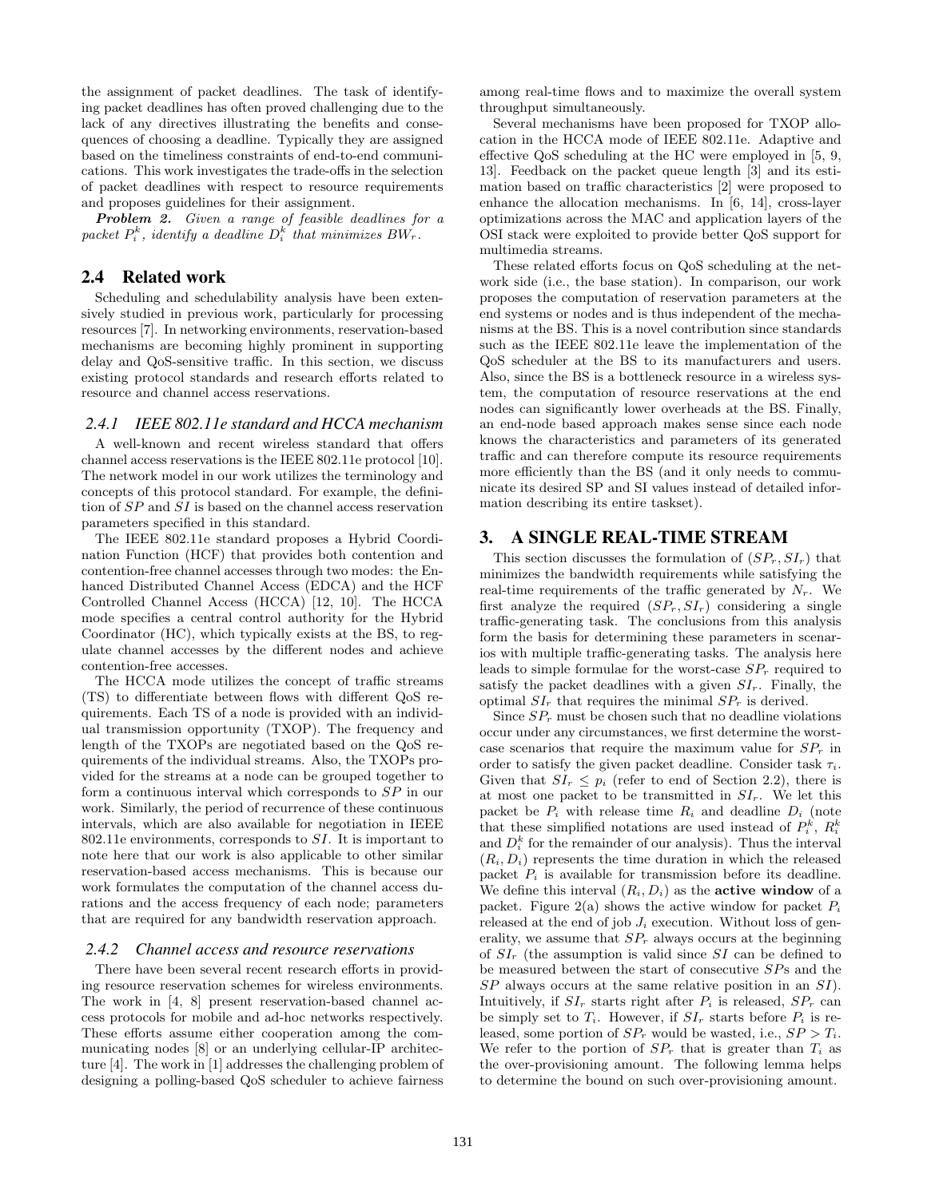the assignment of packet deadlines. The task of identifying packet deadlines has often proved challenging due to the lack of any directives illustrating the benefits and consequences of choosing a deadline. Typically they are assigned based on the timeliness constraints of end-to-end communications. This work investigates the trade-offs in the selection of packet deadlines with respect to resource requirements and proposes guidelines for their assignment.

***Problem 2.*** *Given a range of feasible deadlines for a packet $P_i^k$, identify a deadline $D_i^k$ that minimizes $BW_r$.*

## 2.4 Related work

Scheduling and schedulability analysis have been extensively studied in previous work, particularly for processing resources [7]. In networking environments, reservation-based mechanisms are becoming highly prominent in supporting delay and QoS-sensitive traffic. In this section, we discuss existing protocol standards and research efforts related to resource and channel access reservations.

### 2.4.1 IEEE 802.11e standard and HCCA mechanism

A well-known and recent wireless standard that offers channel access reservations is the IEEE 802.11e protocol [10]. The network model in our work utilizes the terminology and concepts of this protocol standard. For example, the definition of $SP$ and $SI$ is based on the channel access reservation parameters specified in this standard.

The IEEE 802.11e standard proposes a Hybrid Coordination Function (HCF) that provides both contention and contention-free channel accesses through two modes: the Enhanced Distributed Channel Access (EDCA) and the HCF Controlled Channel Access (HCCA) [12, 10]. The HCCA mode specifies a central control authority for the Hybrid Coordinator (HC), which typically exists at the BS, to regulate channel accesses by the different nodes and achieve contention-free accesses.

The HCCA mode utilizes the concept of traffic streams (TS) to differentiate between flows with different QoS requirements. Each TS of a node is provided with an individual transmission opportunity (TXOP). The frequency and length of the TXOPs are negotiated based on the QoS requirements of the individual streams. Also, the TXOPs provided for the streams at a node can be grouped together to form a continuous interval which corresponds to $SP$ in our work. Similarly, the period of recurrence of these continuous intervals, which are also available for negotiation in IEEE 802.11e environments, corresponds to $SI$. It is important to note here that our work is also applicable to other similar reservation-based access mechanisms. This is because our work formulates the computation of the channel access durations and the access frequency of each node; parameters that are required for any bandwidth reservation approach.

### 2.4.2 Channel access and resource reservations

There have been several recent research efforts in providing resource reservation schemes for wireless environments. The work in [4, 8] present reservation-based channel access protocols for mobile and ad-hoc networks respectively. These efforts assume either cooperation among the communicating nodes [8] or an underlying cellular-IP architecture [4]. The work in [1] addresses the challenging problem of designing a polling-based QoS scheduler to achieve fairness among real-time flows and to maximize the overall system throughput simultaneously.

Several mechanisms have been proposed for TXOP allocation in the HCCA mode of IEEE 802.11e. Adaptive and effective QoS scheduling at the HC were employed in [5, 9, 13]. Feedback on the packet queue length [3] and its estimation based on traffic characteristics [2] were proposed to enhance the allocation mechanisms. In [6, 14], cross-layer optimizations across the MAC and application layers of the OSI stack were exploited to provide better QoS support for multimedia streams.

These related efforts focus on QoS scheduling at the network side (i.e., the base station). In comparison, our work proposes the computation of reservation parameters at the end systems or nodes and is thus independent of the mechanisms at the BS. This is a novel contribution since standards such as the IEEE 802.11e leave the implementation of the QoS scheduler at the BS to its manufacturers and users. Also, since the BS is a bottleneck resource in a wireless system, the computation of resource reservations at the end nodes can significantly lower overheads at the BS. Finally, an end-node based approach makes sense since each node knows the characteristics and parameters of its generated traffic and can therefore compute its resource requirements more efficiently than the BS (and it only needs to communicate its desired SP and SI values instead of detailed information describing its entire taskset).

# 3. A SINGLE REAL-TIME STREAM

This section discusses the formulation of $(SP_r, SI_r)$ that minimizes the bandwidth requirements while satisfying the real-time requirements of the traffic generated by $N_r$. We first analyze the required $(SP_r, SI_r)$ considering a single traffic-generating task. The conclusions from this analysis form the basis for determining these parameters in scenarios with multiple traffic-generating tasks. The analysis here leads to simple formulae for the worst-case $SP_r$ required to satisfy the packet deadlines with a given $SI_r$. Finally, the optimal $SI_r$ that requires the minimal $SP_r$ is derived.

Since $SP_r$ must be chosen such that no deadline violations occur under any circumstances, we first determine the worst-case scenarios that require the maximum value for $SP_r$ in order to satisfy the given packet deadline. Consider task $\tau_i$. Given that $SI_r \leq p_i$ (refer to end of Section 2.2), there is at most one packet to be transmitted in $SI_r$. We let this packet be $P_i$ with release time $R_i$ and deadline $D_i$ (note that these simplified notations are used instead of $P_i^k$, $R_i^k$ and $D_i^k$ for the remainder of our analysis). Thus the interval $(R_i, D_i)$ represents the time duration in which the released packet $P_i$ is available for transmission before its deadline. We define this interval $(R_i, D_i)$ as the **active window** of a packet. Figure 2(a) shows the active window for packet $P_i$ released at the end of job $J_i$ execution. Without loss of generality, we assume that $SP_r$ always occurs at the beginning of $SI_r$ (the assumption is valid since $SI$ can be defined to be measured between the start of consecutive $SP$s and the $SP$ always occurs at the same relative position in an $SI$). Intuitively, if $SI_r$ starts right after $P_i$ is released, $SP_r$ can be simply set to $T_i$. However, if $SI_r$ starts before $P_i$ is released, some portion of $SP_r$ would be wasted, i.e., $SP > T_i$. We refer to the portion of $SP_r$ that is greater than $T_i$ as the over-provisioning amount. The following lemma helps to determine the bound on such over-provisioning amount.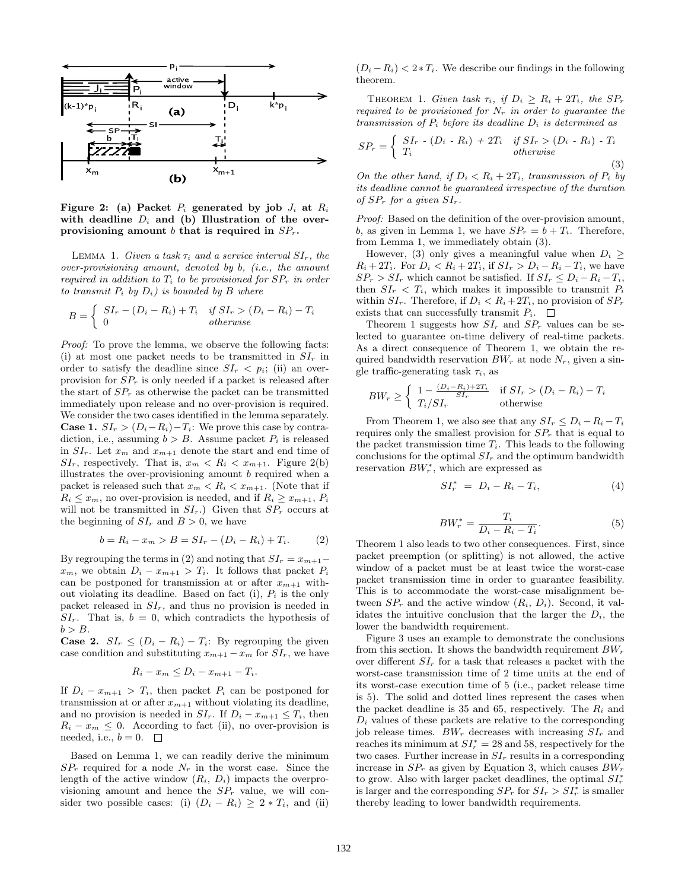**Figure 2: (a) Packet $P_i$ generated by job $J_i$ at $R_i$ with deadline $D_i$ and (b) Illustration of the over-provisioning amount $b$ that is required in $SP_r$.**

LEMMA 1. *Given a task $\tau_i$ and a service interval $SI_r$, the over-provisioning amount, denoted by b, (i.e., the amount required in addition to $T_i$ to be provisioned for $SP_r$ in order to transmit $P_i$ by $D_i$) is bounded by $B$ where*

$$B = \begin{cases} SI_r - (D_i - R_i) + T_i & \text{if } SI_r > (D_i - R_i) - T_i \\ 0 & \text{otherwise} \end{cases}$$

*Proof:* To prove the lemma, we observe the following facts: (i) at most one packet needs to be transmitted in $SI_r$ in order to satisfy the deadline since $SI_r < p_i$; (ii) an over-provision for $SP_r$ is only needed if a packet is released after the start of $SP_r$ as otherwise the packet can be transmitted immediately upon release and no over-provision is required. We consider the two cases identified in the lemma separately.
**Case 1.** $SI_r > (D_i - R_i) - T_i$: We prove this case by contradiction, i.e., assuming $b > B$. Assume packet $P_i$ is released in $SI_r$. Let $x_m$ and $x_{m+1}$ denote the start and end time of $SI_r$, respectively. That is, $x_m < R_i < x_{m+1}$. Figure 2(b) illustrates the over-provisioning amount $b$ required when a packet is released such that $x_m < R_i < x_{m+1}$. (Note that if $R_i \leq x_m$, no over-provision is needed, and if $R_i \geq x_{m+1}$, $P_i$ will not be transmitted in $SI_r$.) Given that $SP_r$ occurs at the beginning of $SI_r$ and $B > 0$, we have

$$b = R_i - x_m > B = SI_r - (D_i - R_i) + T_i. \tag{2}$$

By regrouping the terms in (2) and noting that $SI_r = x_{m+1} - x_m$, we obtain $D_i - x_{m+1} > T_i$. It follows that packet $P_i$ can be postponed for transmission at or after $x_{m+1}$ without violating its deadline. Based on fact (i), $P_i$ is the only packet released in $SI_r$, and thus no provision is needed in $SI_r$. That is, $b = 0$, which contradicts the hypothesis of $b > B$.
**Case 2.** $SI_r \leq (D_i - R_i) - T_i$: By regrouping the given case condition and substituting $x_{m+1} - x_m$ for $SI_r$, we have

$$R_i - x_m \leq D_i - x_{m+1} - T_i.$$

If $D_i - x_{m+1} > T_i$, then packet $P_i$ can be postponed for transmission at or after $x_{m+1}$ without violating its deadline, and no provision is needed in $SI_r$. If $D_i - x_{m+1} \leq T_i$, then $R_i - x_m \leq 0$. According to fact (ii), no over-provision is needed, i.e., $b = 0$. $\square$

Based on Lemma 1, we can readily derive the minimum $SP_r$ required for a node $N_r$ in the worst case. Since the length of the active window $(R_i, D_i)$ impacts the overprovisioning amount and hence the $SP_r$ value, we will consider two possible cases: (i) $(D_i - R_i) \geq 2 * T_i$, and (ii) $(D_i - R_i) < 2 * T_i$. We describe our findings in the following theorem.

THEOREM 1. *Given task $\tau_i$, if $D_i \geq R_i + 2T_i$, the $SP_r$ required to be provisioned for $N_r$ in order to guarantee the transmission of $P_i$ before its deadline $D_i$ is determined as*

$$SP_r = \begin{cases} SI_r - (D_i - R_i) + 2T_i & \text{if } SI_r > (D_i - R_i) - T_i \\ T_i & \text{otherwise} \end{cases} \tag{3}$$

*On the other hand, if $D_i < R_i + 2T_i$, transmission of $P_i$ by its deadline cannot be guaranteed irrespective of the duration of $SP_r$ for a given $SI_r$.*

*Proof:* Based on the definition of the over-provision amount, $b$, as given in Lemma 1, we have $SP_r = b + T_i$. Therefore, from Lemma 1, we immediately obtain (3).

However, (3) only gives a meaningful value when $D_i \geq R_i + 2T_i$. For $D_i < R_i + 2T_i$, if $SI_r > D_i - R_i - T_i$, we have $SP_r > SI_r$ which cannot be satisfied. If $SI_r \leq D_i - R_i - T_i$, then $SI_r < T_i$, which makes it impossible to transmit $P_i$ within $SI_r$. Therefore, if $D_i < R_i + 2T_i$, no provision of $SP_r$ exists that can successfully transmit $P_i$. $\square$

Theorem 1 suggests how $SI_r$ and $SP_r$ values can be selected to guarantee on-time delivery of real-time packets. As a direct consequence of Theorem 1, we obtain the required bandwidth reservation $BW_r$ at node $N_r$, given a single traffic-generating task $\tau_i$, as

$$BW_r \geq \begin{cases} 1 - \frac{(D_i - R_i) + 2T_i}{SI_r} & \text{if } SI_r > (D_i - R_i) - T_i \\ T_i / SI_r & \text{otherwise} \end{cases}$$

From Theorem 1, we also see that any $SI_r \leq D_i - R_i - T_i$ requires only the smallest provision for $SP_r$ that is equal to the packet transmission time $T_i$. This leads to the following conclusions for the optimal $SI_r$ and the optimum bandwidth reservation $BW_r^*$, which are expressed as

$$SI_r^* = D_i - R_i - T_i, \tag{4}$$

$$BW_r^* = \frac{T_i}{D_i - R_i - T_i}. \tag{5}$$

Theorem 1 also leads to two other consequences. First, since packet preemption (or splitting) is not allowed, the active window of a packet must be at least twice the worst-case packet transmission time in order to guarantee feasibility. This is to accommodate the worst-case misalignment between $SP_r$ and the active window $(R_i, D_i)$. Second, it validates the intuitive conclusion that the larger the $D_i$, the lower the bandwidth requirement.

Figure 3 uses an example to demonstrate the conclusions from this section. It shows the bandwidth requirement $BW_r$ over different $SI_r$ for a task that releases a packet with the worst-case transmission time of 2 time units at the end of its worst-case execution time of 5 (i.e., packet release time is 5). The solid and dotted lines represent the cases when the packet deadline is 35 and 65, respectively. The $R_i$ and $D_i$ values of these packets are relative to the corresponding job release times. $BW_r$ decreases with increasing $SI_r$ and reaches its minimum at $SI_r^* = 28$ and 58, respectively for the two cases. Further increase in $SI_r$ results in a corresponding increase in $SP_r$ as given by Equation 3, which causes $BW_r$ to grow. Also with larger packet deadlines, the optimal $SI_r^*$ is larger and the corresponding $SP_r$ for $SI_r > SI_r^*$ is smaller thereby leading to lower bandwidth requirements.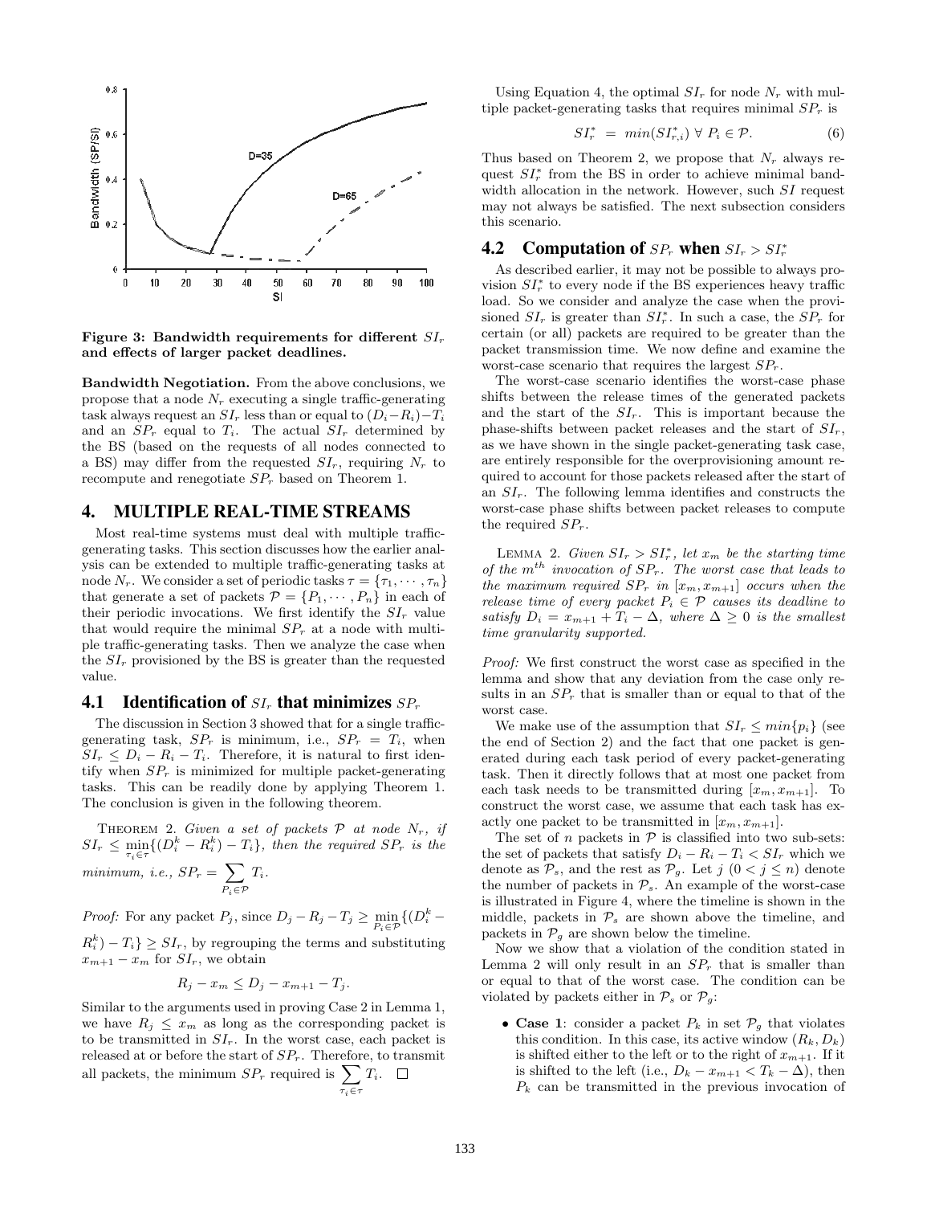Figure 3: Bandwidth requirements for different $SI_r$ and effects of larger packet deadlines.

**Bandwidth Negotiation.** From the above conclusions, we propose that a node $N_r$ executing a single traffic-generating task always request an $SI_r$ less than or equal to $(D_i - R_i) - T_i$ and an $SP_r$ equal to $T_i$. The actual $SI_r$ determined by the BS (based on the requests of all nodes connected to a BS) may differ from the requested $SI_r$, requiring $N_r$ to recompute and renegotiate $SP_r$ based on Theorem 1.

## 4. MULTIPLE REAL-TIME STREAMS

Most real-time systems must deal with multiple traffic-generating tasks. This section discusses how the earlier analysis can be extended to multiple traffic-generating tasks at node $N_r$. We consider a set of periodic tasks $\tau = \{\tau_1, \cdots, \tau_n\}$ that generate a set of packets $\mathcal{P} = \{P_1, \cdots, P_n\}$ in each of their periodic invocations. We first identify the $SI_r$ value that would require the minimal $SP_r$ at a node with multiple traffic-generating tasks. Then we analyze the case when the $SI_r$ provisioned by the BS is greater than the requested value.

### 4.1 Identification of $SI_r$ that minimizes $SP_r$

The discussion in Section 3 showed that for a single traffic-generating task, $SP_r$ is minimum, i.e., $SP_r = T_i$, when $SI_r \leq D_i - R_i - T_i$. Therefore, it is natural to first identify when $SP_r$ is minimized for multiple packet-generating tasks. This can be readily done by applying Theorem 1. The conclusion is given in the following theorem.

THEOREM 2. *Given a set of packets $\mathcal{P}$ at node $N_r$, if $SI_r \leq \min_{\tau_i \in \tau}\{(D_i^k - R_i^k) - T_i\}$, then the required $SP_r$ is the minimum, i.e., $SP_r = \sum_{P_i \in \mathcal{P}} T_i$.*

*Proof:* For any packet $P_j$, since $D_j - R_j - T_j \geq \min_{P_i \in \mathcal{P}}\{(D_i^k - R_i^k) - T_i\} \geq SI_r$, by regrouping the terms and substituting $x_{m+1} - x_m$ for $SI_r$, we obtain

$$R_j - x_m \leq D_j - x_{m+1} - T_j.$$

Similar to the arguments used in proving Case 2 in Lemma 1, we have $R_j \leq x_m$ as long as the corresponding packet is to be transmitted in $SI_r$. In the worst case, each packet is released at or before the start of $SP_r$. Therefore, to transmit all packets, the minimum $SP_r$ required is $\sum_{\tau_i \in \tau} T_i$. $\square$

Using Equation 4, the optimal $SI_r$ for node $N_r$ with multiple packet-generating tasks that requires minimal $SP_r$ is

$$SI_r^* = min(SI_{r,i}^*) \; \forall \; P_i \in \mathcal{P}. \tag{6}$$

Thus based on Theorem 2, we propose that $N_r$ always request $SI_r^*$ from the BS in order to achieve minimal bandwidth allocation in the network. However, such $SI$ request may not always be satisfied. The next subsection considers this scenario.

### 4.2 Computation of $SP_r$ when $SI_r > SI_r^*$

As described earlier, it may not be possible to always provision $SI_r^*$ to every node if the BS experiences heavy traffic load. So we consider and analyze the case when the provisioned $SI_r$ is greater than $SI_r^*$. In such a case, the $SP_r$ for certain (or all) packets are required to be greater than the packet transmission time. We now define and examine the worst-case scenario that requires the largest $SP_r$.

The worst-case scenario identifies the worst-case phase shifts between the release times of the generated packets and the start of the $SI_r$. This is important because the phase-shifts between packet releases and the start of $SI_r$, as we have shown in the single packet-generating task case, are entirely responsible for the overprovisioning amount required to account for those packets released after the start of an $SI_r$. The following lemma identifies and constructs the worst-case phase shifts between packet releases to compute the required $SP_r$.

LEMMA 2. *Given $SI_r > SI_r^*$, let $x_m$ be the starting time of the $m^{th}$ invocation of $SP_r$. The worst case that leads to the maximum required $SP_r$ in $[x_m, x_{m+1}]$ occurs when the release time of every packet $P_i \in \mathcal{P}$ causes its deadline to satisfy $D_i = x_{m+1} + T_i - \Delta$, where $\Delta \geq 0$ is the smallest time granularity supported.*

*Proof:* We first construct the worst case as specified in the lemma and show that any deviation from the case only results in an $SP_r$ that is smaller than or equal to that of the worst case.

We make use of the assumption that $SI_r \leq min\{p_i\}$ (see the end of Section 2) and the fact that one packet is generated during each task period of every packet-generating task. Then it directly follows that at most one packet from each task needs to be transmitted during $[x_m, x_{m+1}]$. To construct the worst case, we assume that each task has exactly one packet to be transmitted in $[x_m, x_{m+1}]$.

The set of $n$ packets in $\mathcal{P}$ is classified into two sub-sets: the set of packets that satisfy $D_i - R_i - T_i < SI_r$ which we denote as $\mathcal{P}_s$, and the rest as $\mathcal{P}_g$. Let $j$ $(0 < j \leq n)$ denote the number of packets in $\mathcal{P}_s$. An example of the worst-case is illustrated in Figure 4, where the timeline is shown in the middle, packets in $\mathcal{P}_s$ are shown above the timeline, and packets in $\mathcal{P}_g$ are shown below the timeline.

Now we show that a violation of the condition stated in Lemma 2 will only result in an $SP_r$ that is smaller than or equal to that of the worst case. The condition can be violated by packets either in $\mathcal{P}_s$ or $\mathcal{P}_g$:

- **Case 1**: consider a packet $P_k$ in set $\mathcal{P}_g$ that violates this condition. In this case, its active window $(R_k, D_k)$ is shifted either to the left or to the right of $x_{m+1}$. If it is shifted to the left (i.e., $D_k - x_{m+1} < T_k - \Delta$), then $P_k$ can be transmitted in the previous invocation of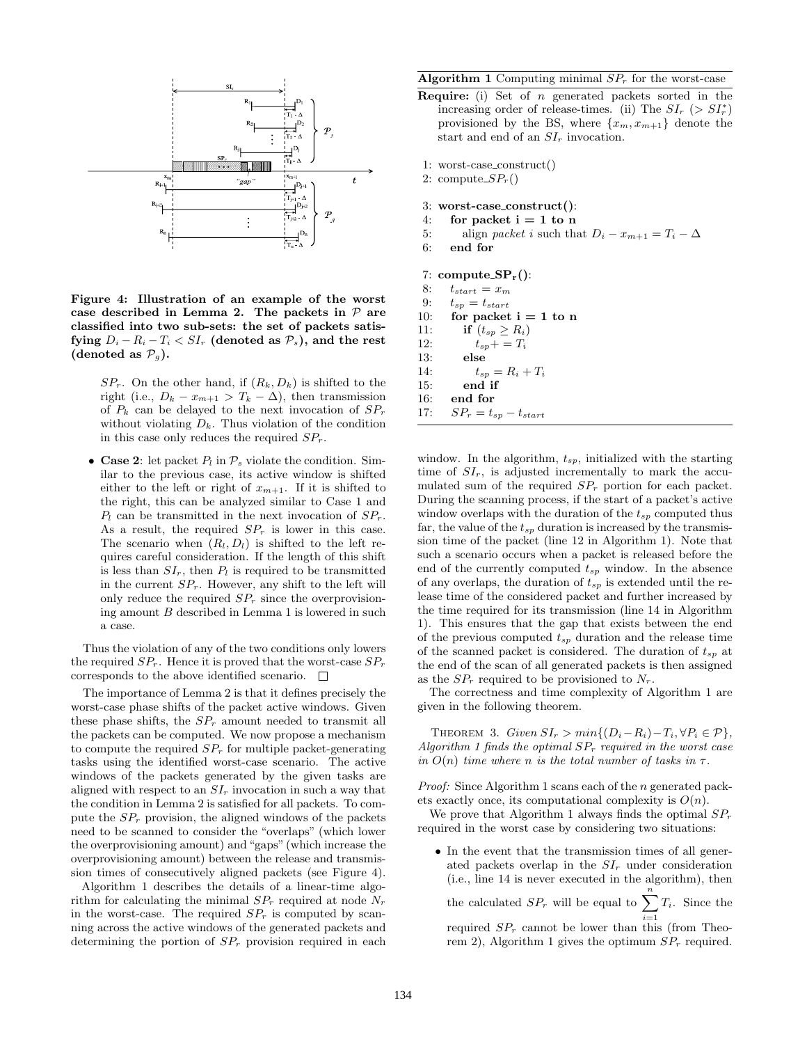**Figure 4: Illustration of an example of the worst case described in Lemma 2. The packets in $\mathcal{P}$ are classified into two sub-sets: the set of packets satisfying $D_i - R_i - T_i < SI_r$ (denoted as $\mathcal{P}_s$), and the rest (denoted as $\mathcal{P}_g$).**

$SP_r$. On the other hand, if $(R_k, D_k)$ is shifted to the right (i.e., $D_k - x_{m+1} > T_k - \Delta$), then transmission of $P_k$ can be delayed to the next invocation of $SP_r$ without violating $D_k$. Thus violation of the condition in this case only reduces the required $SP_r$.

- **Case 2**: let packet $P_l$ in $\mathcal{P}_s$ violate the condition. Similar to the previous case, its active window is shifted either to the left or right of $x_{m+1}$. If it is shifted to the right, this can be analyzed similar to Case 1 and $P_l$ can be transmitted in the next invocation of $SP_r$. As a result, the required $SP_r$ is lower in this case. The scenario when $(R_l, D_l)$ is shifted to the left requires careful consideration. If the length of this shift is less than $SI_r$, then $P_l$ is required to be transmitted in the current $SP_r$. However, any shift to the left will only reduce the required $SP_r$ since the overprovisioning amount $B$ described in Lemma 1 is lowered in such a case.

Thus the violation of any of the two conditions only lowers the required $SP_r$. Hence it is proved that the worst-case $SP_r$ corresponds to the above identified scenario. □

The importance of Lemma 2 is that it defines precisely the worst-case phase shifts of the packet active windows. Given these phase shifts, the $SP_r$ amount needed to transmit all the packets can be computed. We now propose a mechanism to compute the required $SP_r$ for multiple packet-generating tasks using the identified worst-case scenario. The active windows of the packets generated by the given tasks are aligned with respect to an $SI_r$ invocation in such a way that the condition in Lemma 2 is satisfied for all packets. To compute the $SP_r$ provision, the aligned windows of the packets need to be scanned to consider the "overlaps" (which lower the overprovisioning amount) and "gaps" (which increase the overprovisioning amount) between the release and transmission times of consecutively aligned packets (see Figure 4).

Algorithm 1 describes the details of a linear-time algorithm for calculating the minimal $SP_r$ required at node $N_r$ in the worst-case. The required $SP_r$ is computed by scanning across the active windows of the generated packets and determining the portion of $SP_r$ provision required in each window. In the algorithm, $t_{sp}$, initialized with the starting time of $SI_r$, is adjusted incrementally to mark the accumulated sum of the required $SP_r$ portion for each packet. During the scanning process, if the start of a packet's active window overlaps with the duration of the $t_{sp}$ computed thus far, the value of the $t_{sp}$ duration is increased by the transmission time of the packet (line 12 in Algorithm 1). Note that such a scenario occurs when a packet is released before the end of the currently computed $t_{sp}$ window. In the absence of any overlaps, the duration of $t_{sp}$ is extended until the release time of the considered packet and further increased by the time required for its transmission (line 14 in Algorithm 1). This ensures that the gap that exists between the end of the previous computed $t_{sp}$ duration and the release time of the scanned packet is considered. The duration of $t_{sp}$ at the end of the scan of all generated packets is then assigned as the $SP_r$ required to be provisioned to $N_r$.

**Algorithm 1** Computing minimal $SP_r$ for the worst-case

**Require:** (i) Set of $n$ generated packets sorted in the increasing order of release-times. (ii) The $SI_r$ ($> SI_r^*$) provisioned by the BS, where $\{x_m, x_{m+1}\}$ denote the start and end of an $SI_r$ invocation.

```
1:  worst-case_construct()
2:  compute_SP_r()

3:  worst-case_construct():
4:     for packet i = 1 to n
5:        align packet i such that D_i − x_{m+1} = T_i − Δ
6:     end for

7:  compute_SP_r():
8:     t_start = x_m
9:     t_sp = t_start
10:    for packet i = 1 to n
11:       if (t_sp ≥ R_i)
12:          t_sp += T_i
13:       else
14:          t_sp = R_i + T_i
15:       end if
16:    end for
17:    SP_r = t_sp − t_start
```

The correctness and time complexity of Algorithm 1 are given in the following theorem.

THEOREM 3. *Given $SI_r > min\{(D_i - R_i) - T_i, \forall P_i \in \mathcal{P}\}$, Algorithm 1 finds the optimal $SP_r$ required in the worst case in $O(n)$ time where $n$ is the total number of tasks in $\tau$.*

*Proof:* Since Algorithm 1 scans each of the $n$ generated packets exactly once, its computational complexity is $O(n)$.

We prove that Algorithm 1 always finds the optimal $SP_r$ required in the worst case by considering two situations:

- In the event that the transmission times of all generated packets overlap in the $SI_r$ under consideration (i.e., line 14 is never executed in the algorithm), then the calculated $SP_r$ will be equal to $\sum_{i=1}^{n} T_i$. Since the required $SP_r$ cannot be lower than this (from Theorem 2), Algorithm 1 gives the optimum $SP_r$ required.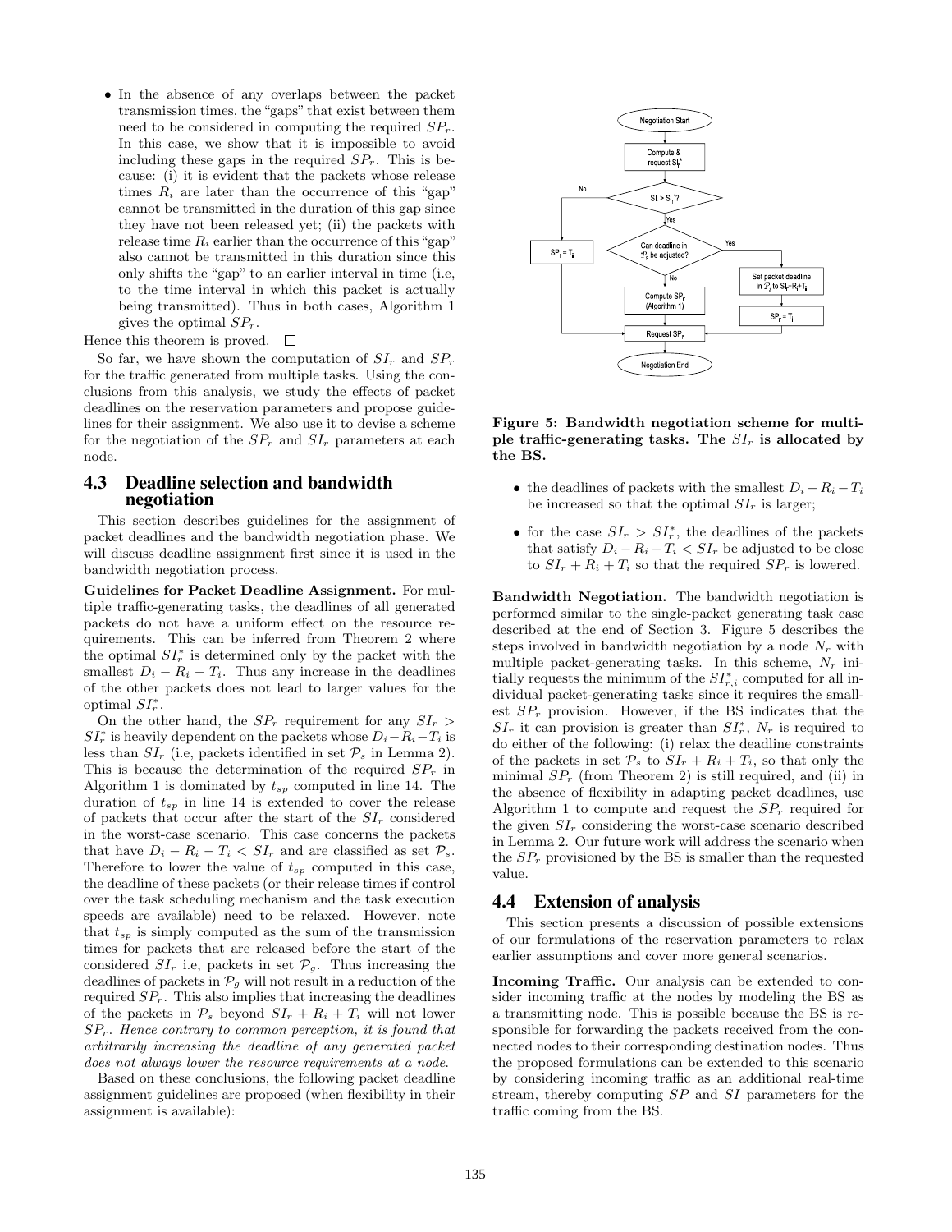- In the absence of any overlaps between the packet transmission times, the "gaps" that exist between them need to be considered in computing the required $SP_r$. In this case, we show that it is impossible to avoid including these gaps in the required $SP_r$. This is because: (i) it is evident that the packets whose release times $R_i$ are later than the occurrence of this "gap" cannot be transmitted in the duration of this gap since they have not been released yet; (ii) the packets with release time $R_i$ earlier than the occurrence of this "gap" also cannot be transmitted in this duration since this only shifts the "gap" to an earlier interval in time (i.e, to the time interval in which this packet is actually being transmitted). Thus in both cases, Algorithm 1 gives the optimal $SP_r$.

Hence this theorem is proved. □

So far, we have shown the computation of $SI_r$ and $SP_r$ for the traffic generated from multiple tasks. Using the conclusions from this analysis, we study the effects of packet deadlines on the reservation parameters and propose guidelines for their assignment. We also use it to devise a scheme for the negotiation of the $SP_r$ and $SI_r$ parameters at each node.

## 4.3 Deadline selection and bandwidth negotiation

This section describes guidelines for the assignment of packet deadlines and the bandwidth negotiation phase. We will discuss deadline assignment first since it is used in the bandwidth negotiation process.

**Guidelines for Packet Deadline Assignment.** For multiple traffic-generating tasks, the deadlines of all generated packets do not have a uniform effect on the resource requirements. This can be inferred from Theorem 2 where the optimal $SI_r^*$ is determined only by the packet with the smallest $D_i - R_i - T_i$. Thus any increase in the deadlines of the other packets does not lead to larger values for the optimal $SI_r^*$.

On the other hand, the $SP_r$ requirement for any $SI_r > SI_r^*$ is heavily dependent on the packets whose $D_i - R_i - T_i$ is less than $SI_r$ (i.e, packets identified in set $\mathcal{P}_s$ in Lemma 2). This is because the determination of the required $SP_r$ in Algorithm 1 is dominated by $t_{sp}$ computed in line 14. The duration of $t_{sp}$ in line 14 is extended to cover the release of packets that occur after the start of the $SI_r$ considered in the worst-case scenario. This case concerns the packets that have $D_i - R_i - T_i < SI_r$ and are classified as set $\mathcal{P}_s$. Therefore to lower the value of $t_{sp}$ computed in this case, the deadline of these packets (or their release times if control over the task scheduling mechanism and the task execution speeds are available) need to be relaxed. However, note that $t_{sp}$ is simply computed as the sum of the transmission times for packets that are released before the start of the considered $SI_r$ i.e, packets in set $\mathcal{P}_g$. Thus increasing the deadlines of packets in $\mathcal{P}_g$ will not result in a reduction of the required $SP_r$. This also implies that increasing the deadlines of the packets in $\mathcal{P}_s$ beyond $SI_r + R_i + T_i$ will not lower $SP_r$. *Hence contrary to common perception, it is found that arbitrarily increasing the deadline of any generated packet does not always lower the resource requirements at a node.*

Based on these conclusions, the following packet deadline assignment guidelines are proposed (when flexibility in their assignment is available):

- the deadlines of packets with the smallest $D_i - R_i - T_i$ be increased so that the optimal $SI_r$ is larger;
- for the case $SI_r > SI_r^*$, the deadlines of the packets that satisfy $D_i - R_i - T_i < SI_r$ be adjusted to be close to $SI_r + R_i + T_i$ so that the required $SP_r$ is lowered.

Figure 5: Bandwidth negotiation scheme for multiple traffic-generating tasks. The $SI_r$ is allocated by the BS.

**Bandwidth Negotiation.** The bandwidth negotiation is performed similar to the single-packet generating task case described at the end of Section 3. Figure 5 describes the steps involved in bandwidth negotiation by a node $N_r$ with multiple packet-generating tasks. In this scheme, $N_r$ initially requests the minimum of the $SI_{r,i}^*$ computed for all individual packet-generating tasks since it requires the smallest $SP_r$ provision. However, if the BS indicates that the $SI_r$ it can provision is greater than $SI_r^*$, $N_r$ is required to do either of the following: (i) relax the deadline constraints of the packets in set $\mathcal{P}_s$ to $SI_r + R_i + T_i$, so that only the minimal $SP_r$ (from Theorem 2) is still required, and (ii) in the absence of flexibility in adapting packet deadlines, use Algorithm 1 to compute and request the $SP_r$ required for the given $SI_r$ considering the worst-case scenario described in Lemma 2. Our future work will address the scenario when the $SP_r$ provisioned by the BS is smaller than the requested value.

## 4.4 Extension of analysis

This section presents a discussion of possible extensions of our formulations of the reservation parameters to relax earlier assumptions and cover more general scenarios.

**Incoming Traffic.** Our analysis can be extended to consider incoming traffic at the nodes by modeling the BS as a transmitting node. This is possible because the BS is responsible for forwarding the packets received from the connected nodes to their corresponding destination nodes. Thus the proposed formulations can be extended to this scenario by considering incoming traffic as an additional real-time stream, thereby computing $SP$ and $SI$ parameters for the traffic coming from the BS.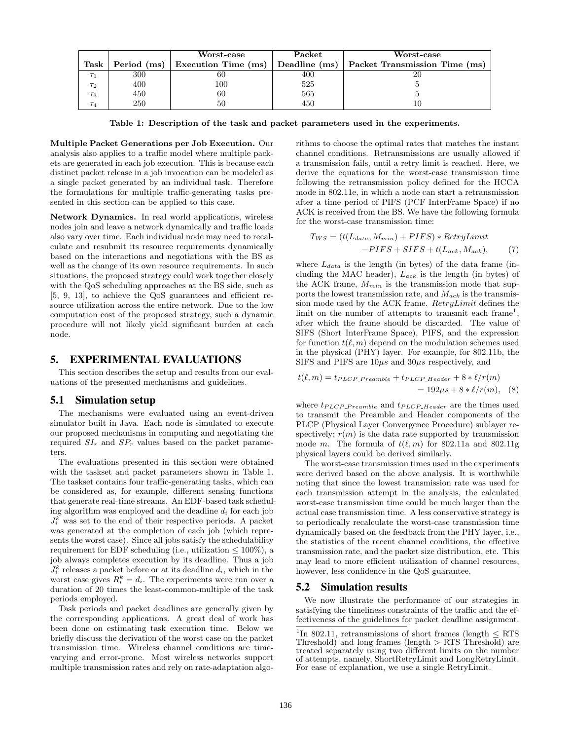| Task | Period (ms) | Worst-case Execution Time (ms) | Packet Deadline (ms) | Worst-case Packet Transmission Time (ms) |
|---|---|---|---|---|
| $\tau_1$ | 300 | 60 | 400 | 20 |
| $\tau_2$ | 400 | 100 | 525 | 5 |
| $\tau_3$ | 450 | 60 | 565 | 5 |
| $\tau_4$ | 250 | 50 | 450 | 10 |

**Table 1: Description of the task and packet parameters used in the experiments.**

**Multiple Packet Generations per Job Execution.** Our analysis also applies to a traffic model where multiple packets are generated in each job execution. This is because each distinct packet release in a job invocation can be modeled as a single packet generated by an individual task. Therefore the formulations for multiple traffic-generating tasks presented in this section can be applied to this case.

**Network Dynamics.** In real world applications, wireless nodes join and leave a network dynamically and traffic loads also vary over time. Each individual node may need to recalculate and resubmit its resource requirements dynamically based on the interactions and negotiations with the BS as well as the change of its own resource requirements. In such situations, the proposed strategy could work together closely with the QoS scheduling approaches at the BS side, such as [5, 9, 13], to achieve the QoS guarantees and efficient resource utilization across the entire network. Due to the low computation cost of the proposed strategy, such a dynamic procedure will not likely yield significant burden at each node.

# 5. EXPERIMENTAL EVALUATIONS

This section describes the setup and results from our evaluations of the presented mechanisms and guidelines.

## 5.1 Simulation setup

The mechanisms were evaluated using an event-driven simulator built in Java. Each node is simulated to execute our proposed mechanisms in computing and negotiating the required $SI_r$ and $SP_r$ values based on the packet parameters.

The evaluations presented in this section were obtained with the taskset and packet parameters shown in Table 1. The taskset contains four traffic-generating tasks, which can be considered as, for example, different sensing functions that generate real-time streams. An EDF-based task scheduling algorithm was employed and the deadline $d_i$ for each job $J_i^k$ was set to the end of their respective periods. A packet was generated at the completion of each job (which represents the worst case). Since all jobs satisfy the schedulability requirement for EDF scheduling (i.e., utilization $\leq 100\%$), a job always completes execution by its deadline. Thus a job $J_i^k$ releases a packet before or at its deadline $d_i$, which in the worst case gives $R_i^k = d_i$. The experiments were run over a duration of 20 times the least-common-multiple of the task periods employed.

Task periods and packet deadlines are generally given by the corresponding applications. A great deal of work has been done on estimating task execution time. Below we briefly discuss the derivation of the worst case on the packet transmission time. Wireless channel conditions are time-varying and error-prone. Most wireless networks support multiple transmission rates and rely on rate-adaptation algorithms to choose the optimal rates that matches the instant channel conditions. Retransmissions are usually allowed if a transmission fails, until a retry limit is reached. Here, we derive the equations for the worst-case transmission time following the retransmission policy defined for the HCCA mode in 802.11e, in which a node can start a retransmission after a time period of PIFS (PCF InterFrame Space) if no ACK is received from the BS. We have the following formula for the worst-case transmission time:

$$T_{WS} = (t(L_{data}, M_{min}) + PIFS) * RetryLimit \\ -PIFS + SIFS + t(L_{ack}, M_{ack}), \qquad (7)$$

where $L_{data}$ is the length (in bytes) of the data frame (including the MAC header), $L_{ack}$ is the length (in bytes) of the ACK frame, $M_{min}$ is the transmission mode that supports the lowest transmission rate, and $M_{ack}$ is the transmission mode used by the ACK frame. $RetryLimit$ defines the limit on the number of attempts to transmit each frame[1], after which the frame should be discarded. The value of SIFS (Short InterFrame Space), PIFS, and the expression for function $t(\ell, m)$ depend on the modulation schemes used in the physical (PHY) layer. For example, for 802.11b, the SIFS and PIFS are $10\mu s$ and $30\mu s$ respectively, and

$$t(\ell, m) = t_{PLCP\_Preamble} + t_{PLCP\_Header} + 8 * \ell/r(m) \\ = 192\mu s + 8 * \ell/r(m), \quad (8)$$

where $t_{PLCP\_Preamble}$ and $t_{PLCP\_Header}$ are the times used to transmit the Preamble and Header components of the PLCP (Physical Layer Convergence Procedure) sublayer respectively; $r(m)$ is the data rate supported by transmission mode $m$. The formula of $t(\ell, m)$ for 802.11a and 802.11g physical layers could be derived similarly.

The worst-case transmission times used in the experiments were derived based on the above analysis. It is worthwhile noting that since the lowest transmission rate was used for each transmission attempt in the analysis, the calculated worst-case transmission time could be much larger than the actual case transmission time. A less conservative strategy is to periodically recalculate the worst-case transmission time dynamically based on the feedback from the PHY layer, i.e., the statistics of the recent channel conditions, the effective transmission rate, and the packet size distribution, etc. This may lead to more efficient utilization of channel resources, however, less confidence in the QoS guarantee.

## 5.2 Simulation results

We now illustrate the performance of our strategies in satisfying the timeliness constraints of the traffic and the effectiveness of the guidelines for packet deadline assignment.

[1]In 802.11, retransmissions of short frames (length $\leq$ RTS Threshold) and long frames (length $>$ RTS Threshold) are treated separately using two different limits on the number of attempts, namely, ShortRetryLimit and LongRetryLimit. For ease of explanation, we use a single RetryLimit.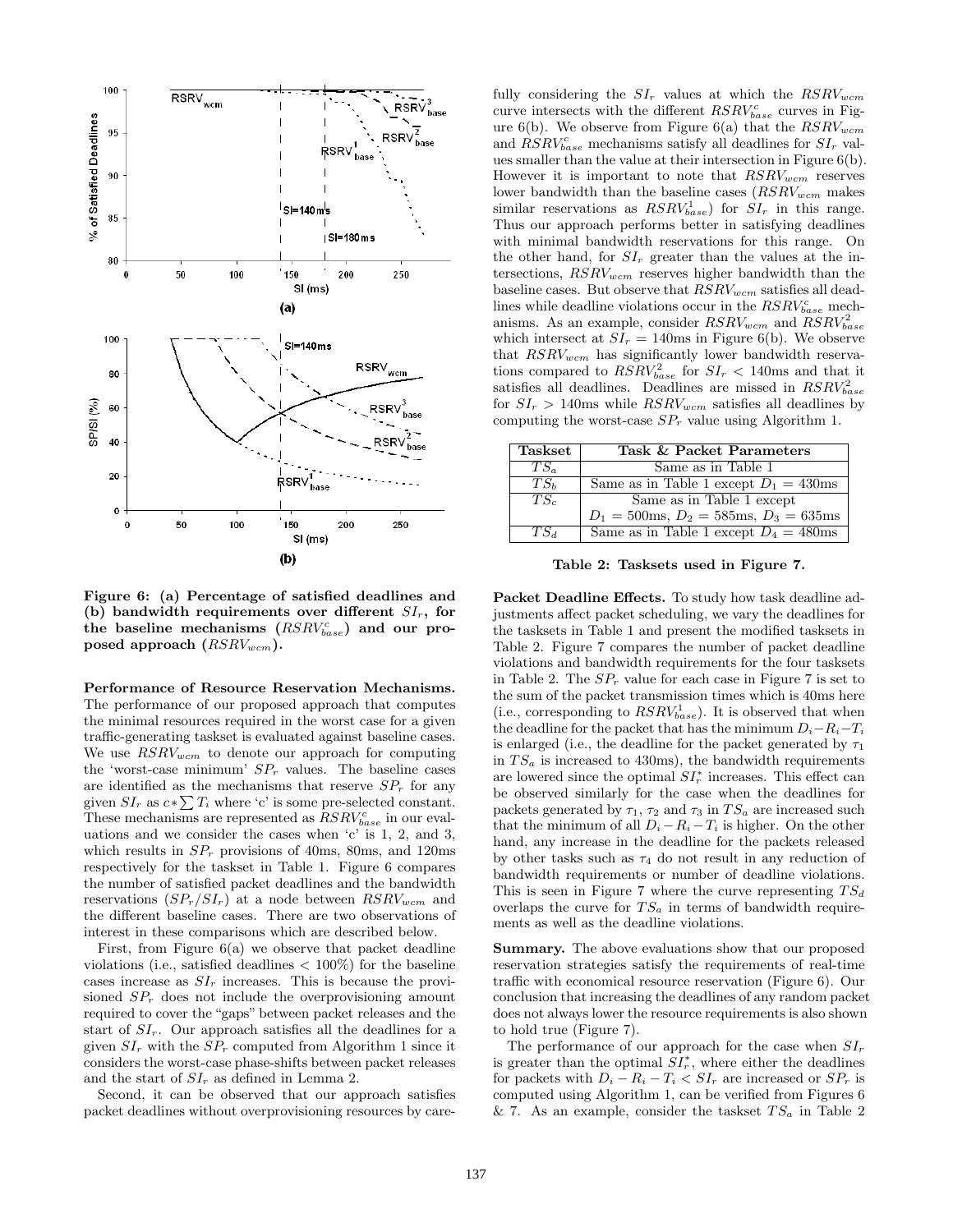Figure 6: (a) Percentage of satisfied deadlines and (b) bandwidth requirements over different $SI_r$, for the baseline mechanisms ($RSRV^c_{base}$) and our proposed approach ($RSRV_{wcm}$).

**Performance of Resource Reservation Mechanisms.** The performance of our proposed approach that computes the minimal resources required in the worst case for a given traffic-generating taskset is evaluated against baseline cases. We use $RSRV_{wcm}$ to denote our approach for computing the 'worst-case minimum' $SP_r$ values. The baseline cases are identified as the mechanisms that reserve $SP_r$ for any given $SI_r$ as $c * \sum T_i$ where 'c' is some pre-selected constant. These mechanisms are represented as $RSRV^c_{base}$ in our evaluations and we consider the cases when 'c' is 1, 2, and 3, which results in $SP_r$ provisions of 40ms, 80ms, and 120ms respectively for the taskset in Table 1. Figure 6 compares the number of satisfied packet deadlines and the bandwidth reservations ($SP_r/SI_r$) at a node between $RSRV_{wcm}$ and the different baseline cases. There are two observations of interest in these comparisons which are described below.

First, from Figure 6(a) we observe that packet deadline violations (i.e., satisfied deadlines < 100%) for the baseline cases increase as $SI_r$ increases. This is because the provisioned $SP_r$ does not include the overprovisioning amount required to cover the "gaps" between packet releases and the start of $SI_r$. Our approach satisfies all the deadlines for a given $SI_r$ with the $SP_r$ computed from Algorithm 1 since it considers the worst-case phase-shifts between packet releases and the start of $SI_r$ as defined in Lemma 2.

Second, it can be observed that our approach satisfies packet deadlines without overprovisioning resources by carefully considering the $SI_r$ values at which the $RSRV_{wcm}$ curve intersects with the different $RSRV^c_{base}$ curves in Figure 6(b). We observe from Figure 6(a) that the $RSRV_{wcm}$ and $RSRV^c_{base}$ mechanisms satisfy all deadlines for $SI_r$ values smaller than the value at their intersection in Figure 6(b). However it is important to note that $RSRV_{wcm}$ reserves lower bandwidth than the baseline cases ($RSRV_{wcm}$ makes similar reservations as $RSRV^1_{base}$) for $SI_r$ in this range. Thus our approach performs better in satisfying deadlines with minimal bandwidth reservations for this range. On the other hand, for $SI_r$ greater than the values at the intersections, $RSRV_{wcm}$ reserves higher bandwidth than the baseline cases. But observe that $RSRV_{wcm}$ satisfies all deadlines while deadline violations occur in the $RSRV^c_{base}$ mechanisms. As an example, consider $RSRV_{wcm}$ and $RSRV^2_{base}$ which intersect at $SI_r = 140$ms in Figure 6(b). We observe that $RSRV_{wcm}$ has significantly lower bandwidth reservations compared to $RSRV^2_{base}$ for $SI_r < 140$ms and that it satisfies all deadlines. Deadlines are missed in $RSRV^2_{base}$ for $SI_r > 140$ms while $RSRV_{wcm}$ satisfies all deadlines by computing the worst-case $SP_r$ value using Algorithm 1.

| Taskset | Task & Packet Parameters |
|---|---|
| $TS_a$ | Same as in Table 1 |
| $TS_b$ | Same as in Table 1 except $D_1 = 430$ms |
| $TS_c$ | Same as in Table 1 except $D_1 = 500$ms, $D_2 = 585$ms, $D_3 = 635$ms |
| $TS_d$ | Same as in Table 1 except $D_4 = 480$ms |

**Table 2: Tasksets used in Figure 7.**

**Packet Deadline Effects.** To study how task deadline adjustments affect packet scheduling, we vary the deadlines for the tasksets in Table 1 and present the modified tasksets in Table 2. Figure 7 compares the number of packet deadline violations and bandwidth requirements for the four tasksets in Table 2. The $SP_r$ value for each case in Figure 7 is set to the sum of the packet transmission times which is 40ms here (i.e., corresponding to $RSRV^1_{base}$). It is observed that when the deadline for the packet that has the minimum $D_i - R_i - T_i$ is enlarged (i.e., the deadline for the packet generated by $\tau_1$ in $TS_a$ is increased to 430ms), the bandwidth requirements are lowered since the optimal $SI^*_r$ increases. This effect can be observed similarly for the case when the deadlines for packets generated by $\tau_1$, $\tau_2$ and $\tau_3$ in $TS_a$ are increased such that the minimum of all $D_i - R_i - T_i$ is higher. On the other hand, any increase in the deadline for the packets released by other tasks such as $\tau_4$ do not result in any reduction of bandwidth requirements or number of deadline violations. This is seen in Figure 7 where the curve representing $TS_d$ overlaps the curve for $TS_a$ in terms of bandwidth requirements as well as the deadline violations.

**Summary.** The above evaluations show that our proposed reservation strategies satisfy the requirements of real-time traffic with economical resource reservation (Figure 6). Our conclusion that increasing the deadlines of any random packet does not always lower the resource requirements is also shown to hold true (Figure 7).

The performance of our approach for the case when $SI_r$ is greater than the optimal $SI^*_r$, where either the deadlines for packets with $D_i - R_i - T_i < SI_r$ are increased or $SP_r$ is computed using Algorithm 1, can be verified from Figures 6 & 7. As an example, consider the taskset $TS_a$ in Table 2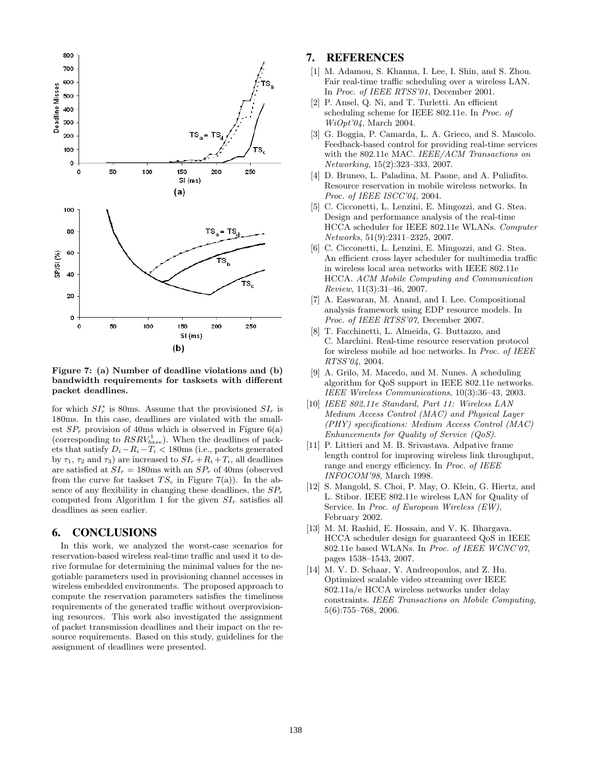800
700
600
500
400
300
200
100
0

Deadline Misses

0 50 100 150 200 250

SI (ms)

$TS_b$

$TS_a = TS_d$

$TS_c$

(a)

100
80
60
40
20
0

SP/SI (%)

0 50 100 150 200 250

SI (ms)

$TS_a = TS_d$

$TS_b$

$TS_c$

(b)

**Figure 7: (a) Number of deadline violations and (b) bandwidth requirements for tasksets with different packet deadlines.**

for which $SI_r^*$ is 80ms. Assume that the provisioned $SI_r$ is 180ms. In this case, deadlines are violated with the smallest $SP_r$ provision of 40ms which is observed in Figure 6(a) (corresponding to $RSRV_{base}^1$). When the deadlines of packets that satisfy $D_i - R_i - T_i < 180$ms (i.e., packets generated by $\tau_1$, $\tau_2$ and $\tau_3$) are increased to $SI_r + R_i + T_i$, all deadlines are satisfied at $SI_r = 180$ms with an $SP_r$ of 40ms (observed from the curve for taskset $TS_c$ in Figure 7(a)). In the absence of any flexibility in changing these deadlines, the $SP_r$ computed from Algorithm 1 for the given $SI_r$ satisfies all deadlines as seen earlier.

## 6. CONCLUSIONS

In this work, we analyzed the worst-case scenarios for reservation-based wireless real-time traffic and used it to derive formulae for determining the minimal values for the negotiable parameters used in provisioning channel accesses in wireless embedded environments. The proposed approach to compute the reservation parameters satisfies the timeliness requirements of the generated traffic without overprovisioning resources. This work also investigated the assignment of packet transmission deadlines and their impact on the resource requirements. Based on this study, guidelines for the assignment of deadlines were presented.

## 7. REFERENCES

[1] M. Adamou, S. Khanna, I. Lee, I. Shin, and S. Zhou. Fair real-time traffic scheduling over a wireless LAN. In *Proc. of IEEE RTSS'01*, December 2001.

[2] P. Ansel, Q. Ni, and T. Turletti. An efficient scheduling scheme for IEEE 802.11e. In *Proc. of WiOpt'04*, March 2004.

[3] G. Boggia, P. Camarda, L. A. Grieco, and S. Mascolo. Feedback-based control for providing real-time services with the 802.11e MAC. *IEEE/ACM Transactions on Networking*, 15(2):323–333, 2007.

[4] D. Bruneo, L. Paladina, M. Paone, and A. Puliafito. Resource reservation in mobile wireless networks. In *Proc. of IEEE ISCC'04*, 2004.

[5] C. Cicconetti, L. Lenzini, E. Mingozzi, and G. Stea. Design and performance analysis of the real-time HCCA scheduler for IEEE 802.11e WLANs. *Computer Networks*, 51(9):2311–2325, 2007.

[6] C. Cicconetti, L. Lenzini, E. Mingozzi, and G. Stea. An efficient cross layer scheduler for multimedia traffic in wireless local area networks with IEEE 802.11e HCCA. *ACM Mobile Computing and Communication Review*, 11(3):31–46, 2007.

[7] A. Easwaran, M. Anand, and I. Lee. Compositional analysis framework using EDP resource models. In *Proc. of IEEE RTSS'07*, December 2007.

[8] T. Facchinetti, L. Almeida, G. Buttazzo, and C. Marchini. Real-time resource reservation protocol for wireless mobile ad hoc networks. In *Proc. of IEEE RTSS'04*, 2004.

[9] A. Grilo, M. Macedo, and M. Nunes. A scheduling algorithm for QoS support in IEEE 802.11e networks. *IEEE Wireless Communications*, 10(3):36–43, 2003.

[10] *IEEE 802.11e Standard, Part 11: Wireless LAN Medium Access Control (MAC) and Physical Layer (PHY) specifications: Medium Access Control (MAC) Enhancements for Quality of Service (QoS).*

[11] P. Littieri and M. B. Srivastava. Adpative frame length control for improving wireless link throughput, range and energy efficiency. In *Proc. of IEEE INFOCOM'98*, March 1998.

[12] S. Mangold, S. Choi, P. May, O. Klein, G. Hiertz, and L. Stibor. IEEE 802.11e wireless LAN for Quality of Service. In *Proc. of European Wireless (EW)*, February 2002.

[13] M. M. Rashid, E. Hossain, and V. K. Bhargava. HCCA scheduler design for guaranteed QoS in IEEE 802.11e based WLANs. In *Proc. of IEEE WCNC'07*, pages 1538–1543, 2007.

[14] M. V. D. Schaar, Y. Andreopoulos, and Z. Hu. Optimized scalable video streaming over IEEE 802.11a/e HCCA wireless networks under delay constraints. *IEEE Transactions on Mobile Computing*, 5(6):755–768, 2006.